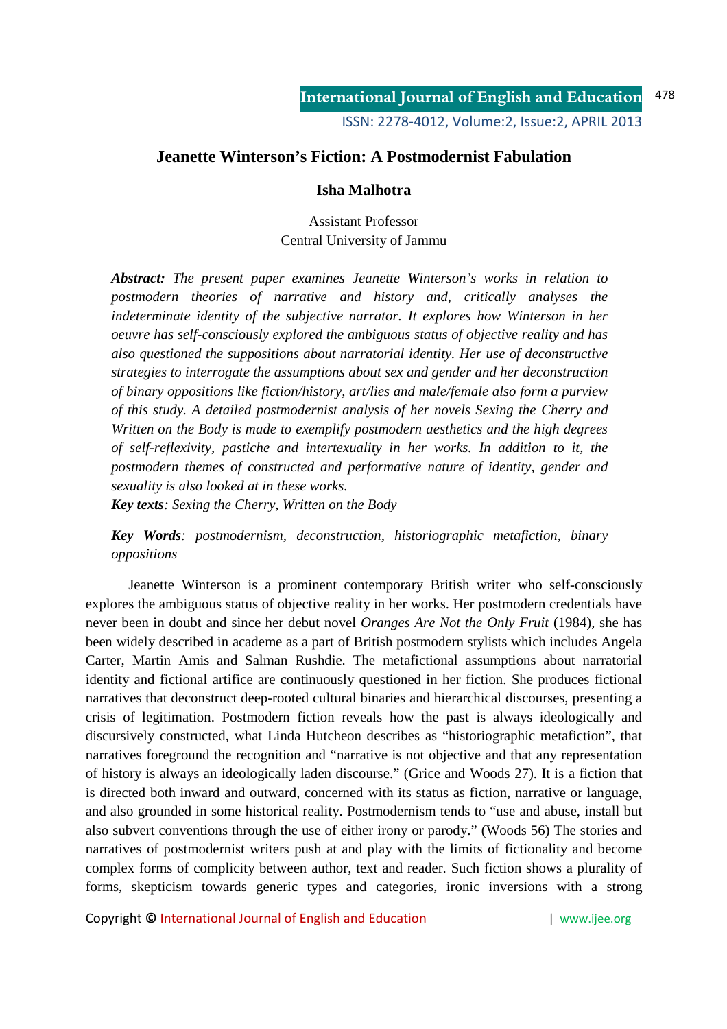# Jeanette Winterson's Fiction: A Postmodernist Fabulation

**Isha Malhotra**

Assistant Professor
Central University of Jammu

***Abstract:*** *The present paper examines Jeanette Winterson's works in relation to postmodern theories of narrative and history and, critically analyses the indeterminate identity of the subjective narrator. It explores how Winterson in her oeuvre has self-consciously explored the ambiguous status of objective reality and has also questioned the suppositions about narratorial identity. Her use of deconstructive strategies to interrogate the assumptions about sex and gender and her deconstruction of binary oppositions like fiction/history, art/lies and male/female also form a purview of this study. A detailed postmodernist analysis of her novels Sexing the Cherry and Written on the Body is made to exemplify postmodern aesthetics and the high degrees of self-reflexivity, pastiche and intertexuality in her works. In addition to it, the postmodern themes of constructed and performative nature of identity, gender and sexuality is also looked at in these works.*

***Key texts****: Sexing the Cherry, Written on the Body*

***Key Words****: postmodernism, deconstruction, historiographic metafiction, binary oppositions*

Jeanette Winterson is a prominent contemporary British writer who self-consciously explores the ambiguous status of objective reality in her works. Her postmodern credentials have never been in doubt and since her debut novel *Oranges Are Not the Only Fruit* (1984), she has been widely described in academe as a part of British postmodern stylists which includes Angela Carter, Martin Amis and Salman Rushdie. The metafictional assumptions about narratorial identity and fictional artifice are continuously questioned in her fiction. She produces fictional narratives that deconstruct deep-rooted cultural binaries and hierarchical discourses, presenting a crisis of legitimation. Postmodern fiction reveals how the past is always ideologically and discursively constructed, what Linda Hutcheon describes as "historiographic metafiction", that narratives foreground the recognition and "narrative is not objective and that any representation of history is always an ideologically laden discourse." (Grice and Woods 27). It is a fiction that is directed both inward and outward, concerned with its status as fiction, narrative or language, and also grounded in some historical reality. Postmodernism tends to "use and abuse, install but also subvert conventions through the use of either irony or parody." (Woods 56) The stories and narratives of postmodernist writers push at and play with the limits of fictionality and become complex forms of complicity between author, text and reader. Such fiction shows a plurality of forms, skepticism towards generic types and categories, ironic inversions with a strong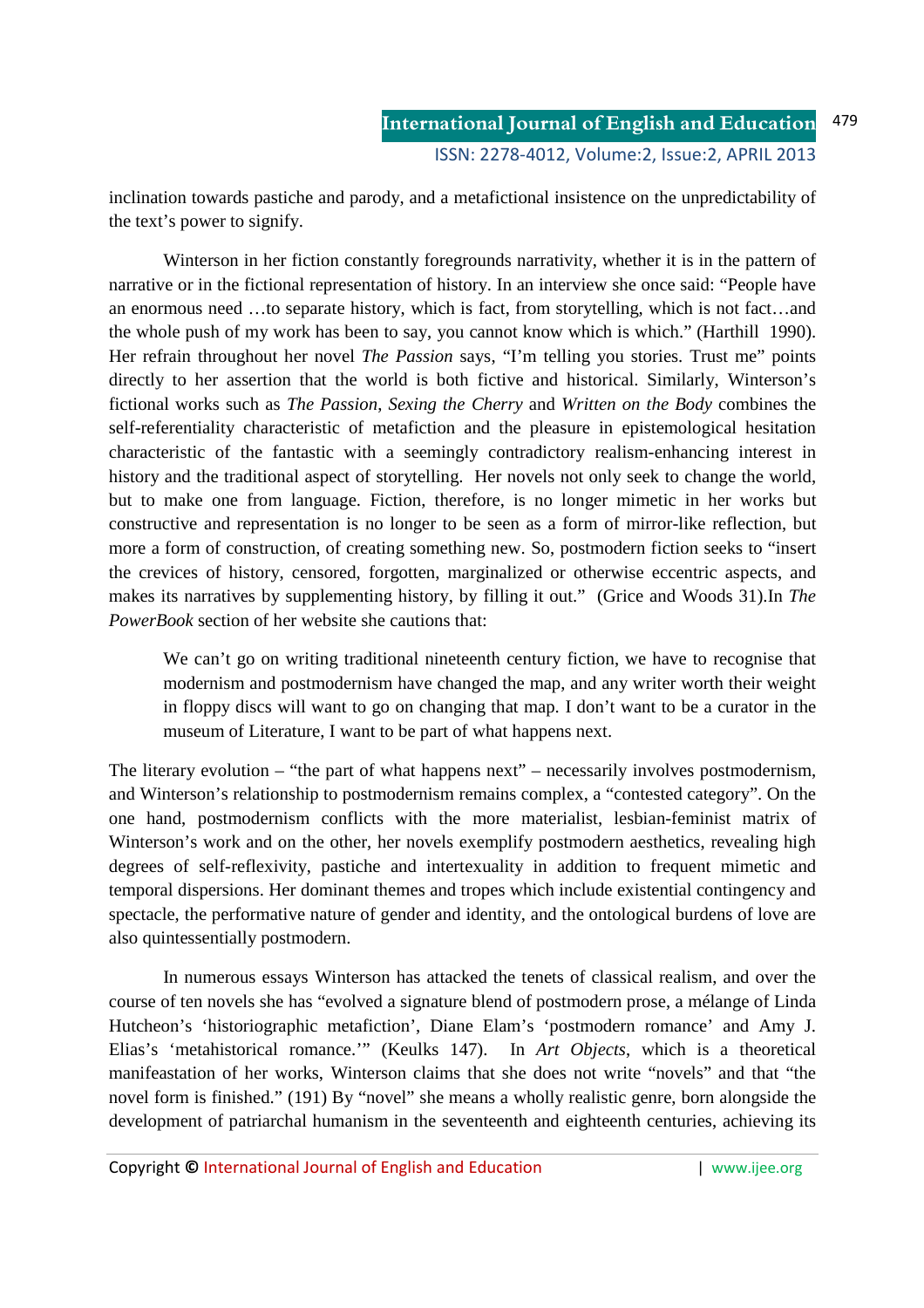inclination towards pastiche and parody, and a metafictional insistence on the unpredictability of the text's power to signify.

Winterson in her fiction constantly foregrounds narrativity, whether it is in the pattern of narrative or in the fictional representation of history. In an interview she once said: "People have an enormous need …to separate history, which is fact, from storytelling, which is not fact…and the whole push of my work has been to say, you cannot know which is which." (Harthill 1990). Her refrain throughout her novel *The Passion* says, "I'm telling you stories. Trust me" points directly to her assertion that the world is both fictive and historical. Similarly, Winterson's fictional works such as *The Passion*, *Sexing the Cherry* and *Written on the Body* combines the self-referentiality characteristic of metafiction and the pleasure in epistemological hesitation characteristic of the fantastic with a seemingly contradictory realism-enhancing interest in history and the traditional aspect of storytelling. Her novels not only seek to change the world, but to make one from language. Fiction, therefore, is no longer mimetic in her works but constructive and representation is no longer to be seen as a form of mirror-like reflection, but more a form of construction, of creating something new. So, postmodern fiction seeks to "insert the crevices of history, censored, forgotten, marginalized or otherwise eccentric aspects, and makes its narratives by supplementing history, by filling it out." (Grice and Woods 31).In *The PowerBook* section of her website she cautions that:

> We can't go on writing traditional nineteenth century fiction, we have to recognise that modernism and postmodernism have changed the map, and any writer worth their weight in floppy discs will want to go on changing that map. I don't want to be a curator in the museum of Literature, I want to be part of what happens next.

The literary evolution – "the part of what happens next" – necessarily involves postmodernism, and Winterson's relationship to postmodernism remains complex, a "contested category". On the one hand, postmodernism conflicts with the more materialist, lesbian-feminist matrix of Winterson's work and on the other, her novels exemplify postmodern aesthetics, revealing high degrees of self-reflexivity, pastiche and intertexuality in addition to frequent mimetic and temporal dispersions. Her dominant themes and tropes which include existential contingency and spectacle, the performative nature of gender and identity, and the ontological burdens of love are also quintessentially postmodern.

In numerous essays Winterson has attacked the tenets of classical realism, and over the course of ten novels she has "evolved a signature blend of postmodern prose, a mélange of Linda Hutcheon's 'historiographic metafiction', Diane Elam's 'postmodern romance' and Amy J. Elias's 'metahistorical romance.'" (Keulks 147). In *Art Objects*, which is a theoretical manifeastation of her works, Winterson claims that she does not write "novels" and that "the novel form is finished." (191) By "novel" she means a wholly realistic genre, born alongside the development of patriarchal humanism in the seventeenth and eighteenth centuries, achieving its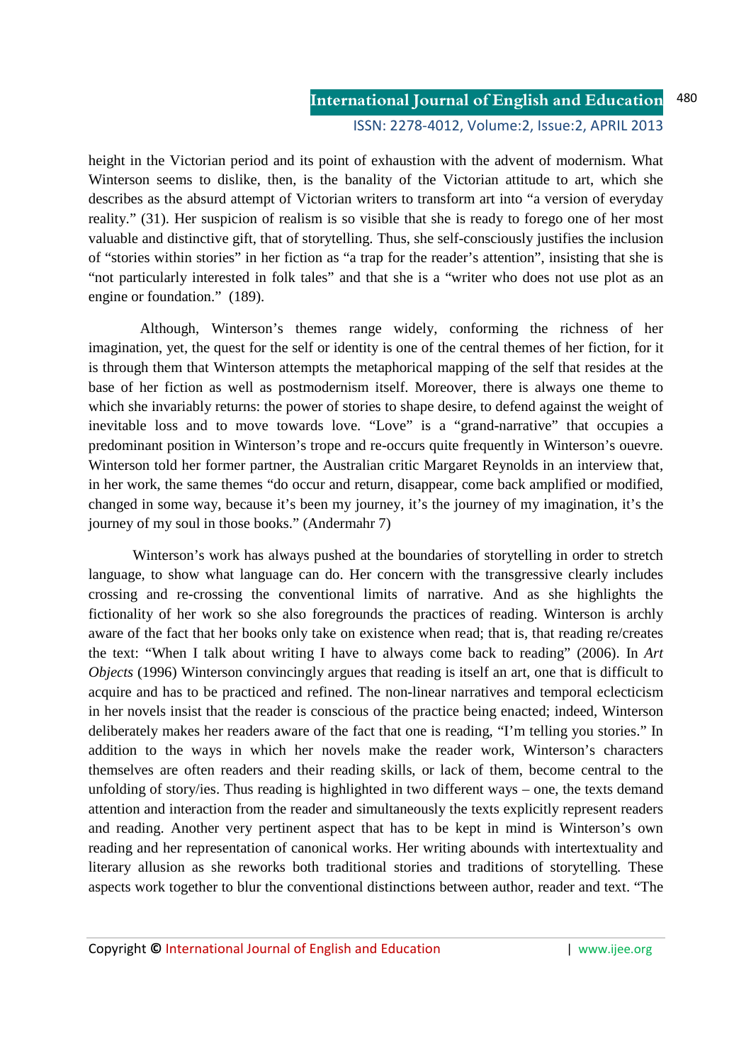height in the Victorian period and its point of exhaustion with the advent of modernism. What Winterson seems to dislike, then, is the banality of the Victorian attitude to art, which she describes as the absurd attempt of Victorian writers to transform art into "a version of everyday reality." (31). Her suspicion of realism is so visible that she is ready to forego one of her most valuable and distinctive gift, that of storytelling. Thus, she self-consciously justifies the inclusion of "stories within stories" in her fiction as "a trap for the reader's attention", insisting that she is "not particularly interested in folk tales" and that she is a "writer who does not use plot as an engine or foundation." (189).

Although, Winterson's themes range widely, conforming the richness of her imagination, yet, the quest for the self or identity is one of the central themes of her fiction, for it is through them that Winterson attempts the metaphorical mapping of the self that resides at the base of her fiction as well as postmodernism itself. Moreover, there is always one theme to which she invariably returns: the power of stories to shape desire, to defend against the weight of inevitable loss and to move towards love. "Love" is a "grand-narrative" that occupies a predominant position in Winterson's trope and re-occurs quite frequently in Winterson's ouevre. Winterson told her former partner, the Australian critic Margaret Reynolds in an interview that, in her work, the same themes "do occur and return, disappear, come back amplified or modified, changed in some way, because it's been my journey, it's the journey of my imagination, it's the journey of my soul in those books." (Andermahr 7)

Winterson's work has always pushed at the boundaries of storytelling in order to stretch language, to show what language can do. Her concern with the transgressive clearly includes crossing and re-crossing the conventional limits of narrative. And as she highlights the fictionality of her work so she also foregrounds the practices of reading. Winterson is archly aware of the fact that her books only take on existence when read; that is, that reading re/creates the text: "When I talk about writing I have to always come back to reading" (2006). In *Art Objects* (1996) Winterson convincingly argues that reading is itself an art, one that is difficult to acquire and has to be practiced and refined. The non-linear narratives and temporal eclecticism in her novels insist that the reader is conscious of the practice being enacted; indeed, Winterson deliberately makes her readers aware of the fact that one is reading, "I'm telling you stories." In addition to the ways in which her novels make the reader work, Winterson's characters themselves are often readers and their reading skills, or lack of them, become central to the unfolding of story/ies. Thus reading is highlighted in two different ways – one, the texts demand attention and interaction from the reader and simultaneously the texts explicitly represent readers and reading. Another very pertinent aspect that has to be kept in mind is Winterson's own reading and her representation of canonical works. Her writing abounds with intertextuality and literary allusion as she reworks both traditional stories and traditions of storytelling. These aspects work together to blur the conventional distinctions between author, reader and text. "The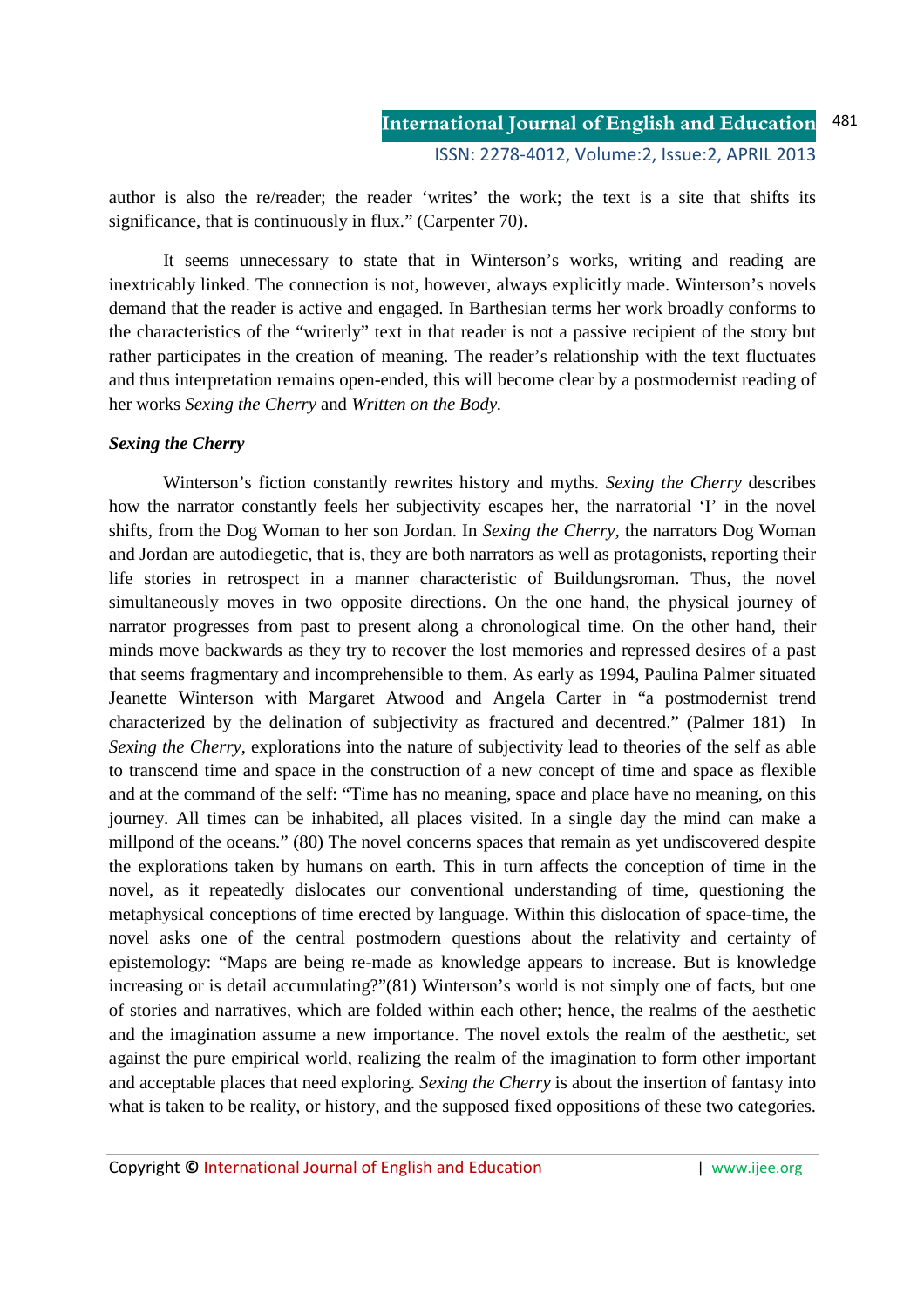author is also the re/reader; the reader 'writes' the work; the text is a site that shifts its significance, that is continuously in flux." (Carpenter 70).

It seems unnecessary to state that in Winterson's works, writing and reading are inextricably linked. The connection is not, however, always explicitly made. Winterson's novels demand that the reader is active and engaged. In Barthesian terms her work broadly conforms to the characteristics of the "writerly" text in that reader is not a passive recipient of the story but rather participates in the creation of meaning. The reader's relationship with the text fluctuates and thus interpretation remains open-ended, this will become clear by a postmodernist reading of her works *Sexing the Cherry* and *Written on the Body.*

### *Sexing the Cherry*

Winterson's fiction constantly rewrites history and myths. *Sexing the Cherry* describes how the narrator constantly feels her subjectivity escapes her, the narratorial 'I' in the novel shifts, from the Dog Woman to her son Jordan. In *Sexing the Cherry,* the narrators Dog Woman and Jordan are autodiegetic, that is, they are both narrators as well as protagonists, reporting their life stories in retrospect in a manner characteristic of Buildungsroman. Thus, the novel simultaneously moves in two opposite directions. On the one hand, the physical journey of narrator progresses from past to present along a chronological time. On the other hand, their minds move backwards as they try to recover the lost memories and repressed desires of a past that seems fragmentary and incomprehensible to them. As early as 1994, Paulina Palmer situated Jeanette Winterson with Margaret Atwood and Angela Carter in "a postmodernist trend characterized by the delination of subjectivity as fractured and decentred." (Palmer 181) In *Sexing the Cherry*, explorations into the nature of subjectivity lead to theories of the self as able to transcend time and space in the construction of a new concept of time and space as flexible and at the command of the self: "Time has no meaning, space and place have no meaning, on this journey. All times can be inhabited, all places visited. In a single day the mind can make a millpond of the oceans." (80) The novel concerns spaces that remain as yet undiscovered despite the explorations taken by humans on earth. This in turn affects the conception of time in the novel, as it repeatedly dislocates our conventional understanding of time, questioning the metaphysical conceptions of time erected by language. Within this dislocation of space-time, the novel asks one of the central postmodern questions about the relativity and certainty of epistemology: "Maps are being re-made as knowledge appears to increase. But is knowledge increasing or is detail accumulating?"(81) Winterson's world is not simply one of facts, but one of stories and narratives, which are folded within each other; hence, the realms of the aesthetic and the imagination assume a new importance. The novel extols the realm of the aesthetic, set against the pure empirical world, realizing the realm of the imagination to form other important and acceptable places that need exploring. *Sexing the Cherry* is about the insertion of fantasy into what is taken to be reality, or history, and the supposed fixed oppositions of these two categories.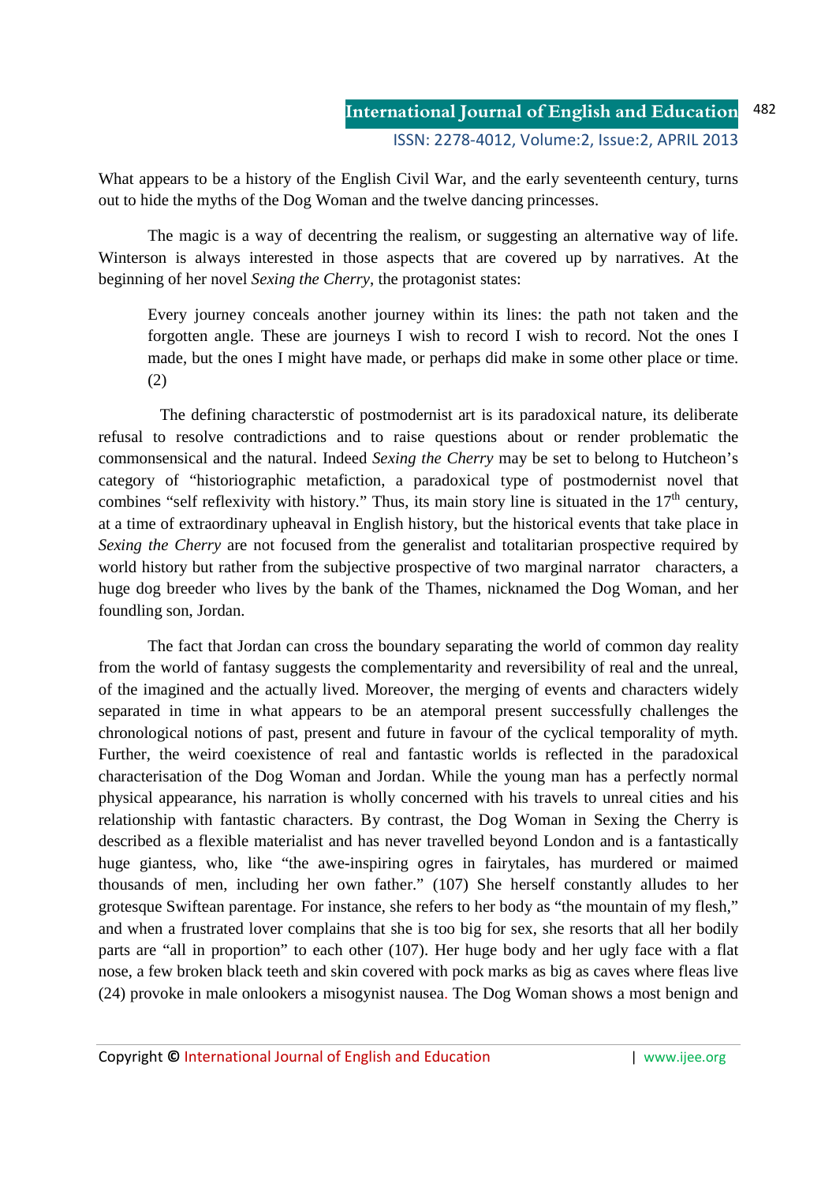What appears to be a history of the English Civil War, and the early seventeenth century, turns out to hide the myths of the Dog Woman and the twelve dancing princesses.

The magic is a way of decentring the realism, or suggesting an alternative way of life. Winterson is always interested in those aspects that are covered up by narratives. At the beginning of her novel *Sexing the Cherry*, the protagonist states:

> Every journey conceals another journey within its lines: the path not taken and the forgotten angle. These are journeys I wish to record I wish to record. Not the ones I made, but the ones I might have made, or perhaps did make in some other place or time. (2)

The defining characterstic of postmodernist art is its paradoxical nature, its deliberate refusal to resolve contradictions and to raise questions about or render problematic the commonsensical and the natural. Indeed *Sexing the Cherry* may be set to belong to Hutcheon's category of "historiographic metafiction, a paradoxical type of postmodernist novel that combines "self reflexivity with history." Thus, its main story line is situated in the 17th century, at a time of extraordinary upheaval in English history, but the historical events that take place in *Sexing the Cherry* are not focused from the generalist and totalitarian prospective required by world history but rather from the subjective prospective of two marginal narrator characters, a huge dog breeder who lives by the bank of the Thames, nicknamed the Dog Woman, and her foundling son, Jordan.

The fact that Jordan can cross the boundary separating the world of common day reality from the world of fantasy suggests the complementarity and reversibility of real and the unreal, of the imagined and the actually lived. Moreover, the merging of events and characters widely separated in time in what appears to be an atemporal present successfully challenges the chronological notions of past, present and future in favour of the cyclical temporality of myth. Further, the weird coexistence of real and fantastic worlds is reflected in the paradoxical characterisation of the Dog Woman and Jordan. While the young man has a perfectly normal physical appearance, his narration is wholly concerned with his travels to unreal cities and his relationship with fantastic characters. By contrast, the Dog Woman in Sexing the Cherry is described as a flexible materialist and has never travelled beyond London and is a fantastically huge giantess, who, like "the awe-inspiring ogres in fairytales, has murdered or maimed thousands of men, including her own father." (107) She herself constantly alludes to her grotesque Swiftean parentage. For instance, she refers to her body as "the mountain of my flesh," and when a frustrated lover complains that she is too big for sex, she resorts that all her bodily parts are "all in proportion" to each other (107). Her huge body and her ugly face with a flat nose, a few broken black teeth and skin covered with pock marks as big as caves where fleas live (24) provoke in male onlookers a misogynist nausea. The Dog Woman shows a most benign and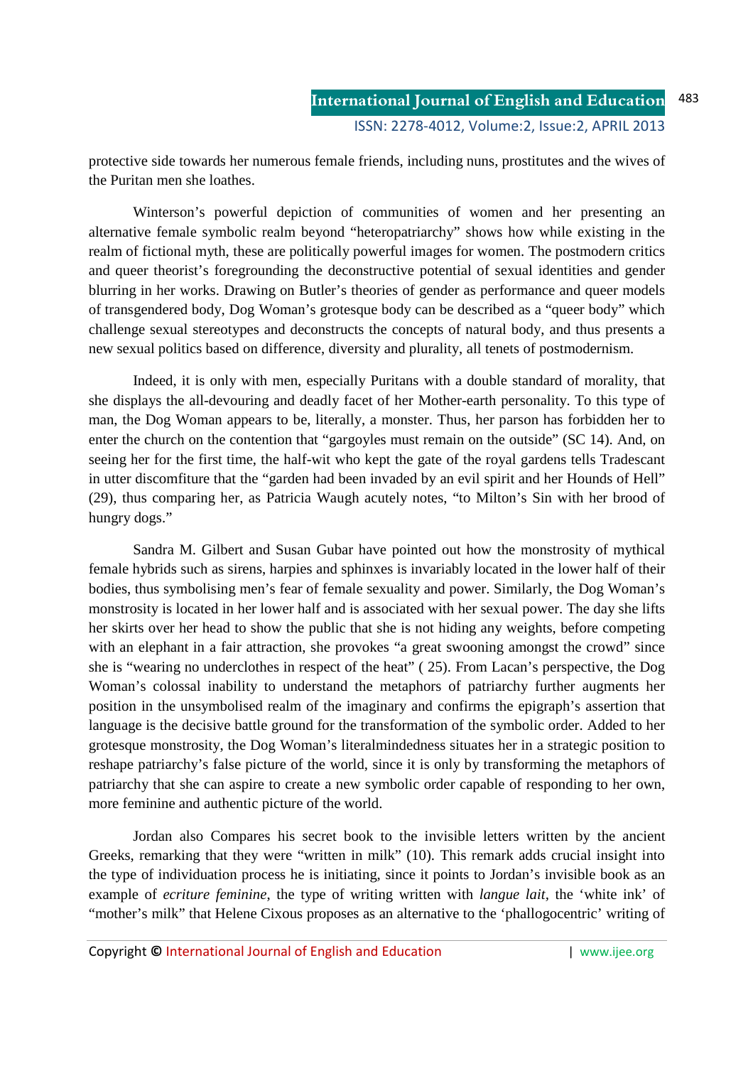protective side towards her numerous female friends, including nuns, prostitutes and the wives of the Puritan men she loathes.

Winterson's powerful depiction of communities of women and her presenting an alternative female symbolic realm beyond "heteropatriarchy" shows how while existing in the realm of fictional myth, these are politically powerful images for women. The postmodern critics and queer theorist's foregrounding the deconstructive potential of sexual identities and gender blurring in her works. Drawing on Butler's theories of gender as performance and queer models of transgendered body, Dog Woman's grotesque body can be described as a "queer body" which challenge sexual stereotypes and deconstructs the concepts of natural body, and thus presents a new sexual politics based on difference, diversity and plurality, all tenets of postmodernism.

Indeed, it is only with men, especially Puritans with a double standard of morality, that she displays the all-devouring and deadly facet of her Mother-earth personality. To this type of man, the Dog Woman appears to be, literally, a monster. Thus, her parson has forbidden her to enter the church on the contention that "gargoyles must remain on the outside" (SC 14). And, on seeing her for the first time, the half-wit who kept the gate of the royal gardens tells Tradescant in utter discomfiture that the "garden had been invaded by an evil spirit and her Hounds of Hell" (29), thus comparing her, as Patricia Waugh acutely notes, "to Milton's Sin with her brood of hungry dogs."

Sandra M. Gilbert and Susan Gubar have pointed out how the monstrosity of mythical female hybrids such as sirens, harpies and sphinxes is invariably located in the lower half of their bodies, thus symbolising men's fear of female sexuality and power. Similarly, the Dog Woman's monstrosity is located in her lower half and is associated with her sexual power. The day she lifts her skirts over her head to show the public that she is not hiding any weights, before competing with an elephant in a fair attraction, she provokes "a great swooning amongst the crowd" since she is "wearing no underclothes in respect of the heat" ( 25). From Lacan's perspective, the Dog Woman's colossal inability to understand the metaphors of patriarchy further augments her position in the unsymbolised realm of the imaginary and confirms the epigraph's assertion that language is the decisive battle ground for the transformation of the symbolic order. Added to her grotesque monstrosity, the Dog Woman's literalmindedness situates her in a strategic position to reshape patriarchy's false picture of the world, since it is only by transforming the metaphors of patriarchy that she can aspire to create a new symbolic order capable of responding to her own, more feminine and authentic picture of the world.

Jordan also Compares his secret book to the invisible letters written by the ancient Greeks, remarking that they were "written in milk" (10). This remark adds crucial insight into the type of individuation process he is initiating, since it points to Jordan's invisible book as an example of *ecriture feminine*, the type of writing written with *langue lait*, the 'white ink' of "mother's milk" that Helene Cixous proposes as an alternative to the 'phallogocentric' writing of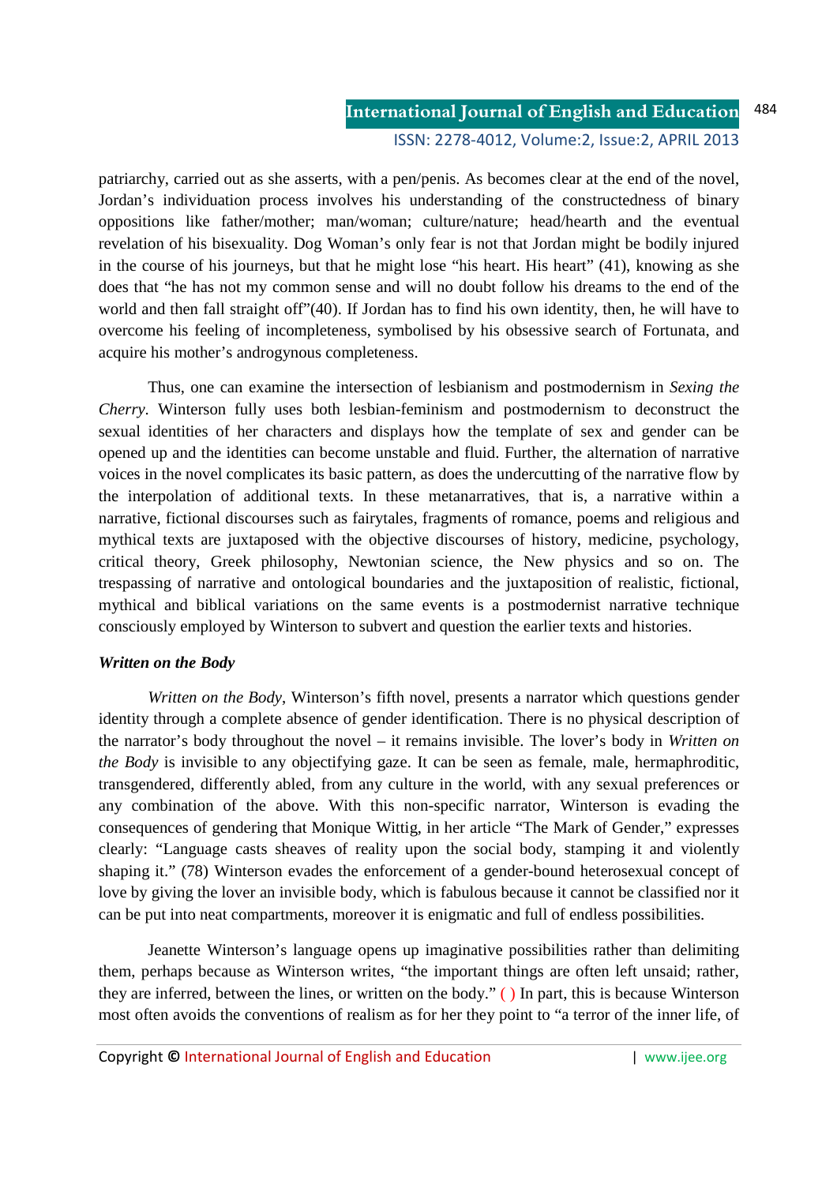patriarchy, carried out as she asserts, with a pen/penis. As becomes clear at the end of the novel, Jordan's individuation process involves his understanding of the constructedness of binary oppositions like father/mother; man/woman; culture/nature; head/hearth and the eventual revelation of his bisexuality. Dog Woman's only fear is not that Jordan might be bodily injured in the course of his journeys, but that he might lose "his heart. His heart" (41), knowing as she does that "he has not my common sense and will no doubt follow his dreams to the end of the world and then fall straight off"(40). If Jordan has to find his own identity, then, he will have to overcome his feeling of incompleteness, symbolised by his obsessive search of Fortunata, and acquire his mother's androgynous completeness.

Thus, one can examine the intersection of lesbianism and postmodernism in *Sexing the Cherry*. Winterson fully uses both lesbian-feminism and postmodernism to deconstruct the sexual identities of her characters and displays how the template of sex and gender can be opened up and the identities can become unstable and fluid. Further, the alternation of narrative voices in the novel complicates its basic pattern, as does the undercutting of the narrative flow by the interpolation of additional texts. In these metanarratives, that is, a narrative within a narrative, fictional discourses such as fairytales, fragments of romance, poems and religious and mythical texts are juxtaposed with the objective discourses of history, medicine, psychology, critical theory, Greek philosophy, Newtonian science, the New physics and so on. The trespassing of narrative and ontological boundaries and the juxtaposition of realistic, fictional, mythical and biblical variations on the same events is a postmodernist narrative technique consciously employed by Winterson to subvert and question the earlier texts and histories.

***Written on the Body***

*Written on the Body*, Winterson's fifth novel, presents a narrator which questions gender identity through a complete absence of gender identification. There is no physical description of the narrator's body throughout the novel – it remains invisible. The lover's body in *Written on the Body* is invisible to any objectifying gaze. It can be seen as female, male, hermaphroditic, transgendered, differently abled, from any culture in the world, with any sexual preferences or any combination of the above. With this non-specific narrator, Winterson is evading the consequences of gendering that Monique Wittig, in her article "The Mark of Gender," expresses clearly: "Language casts sheaves of reality upon the social body, stamping it and violently shaping it." (78) Winterson evades the enforcement of a gender-bound heterosexual concept of love by giving the lover an invisible body, which is fabulous because it cannot be classified nor it can be put into neat compartments, moreover it is enigmatic and full of endless possibilities.

Jeanette Winterson's language opens up imaginative possibilities rather than delimiting them, perhaps because as Winterson writes, "the important things are often left unsaid; rather, they are inferred, between the lines, or written on the body." ( ) In part, this is because Winterson most often avoids the conventions of realism as for her they point to "a terror of the inner life, of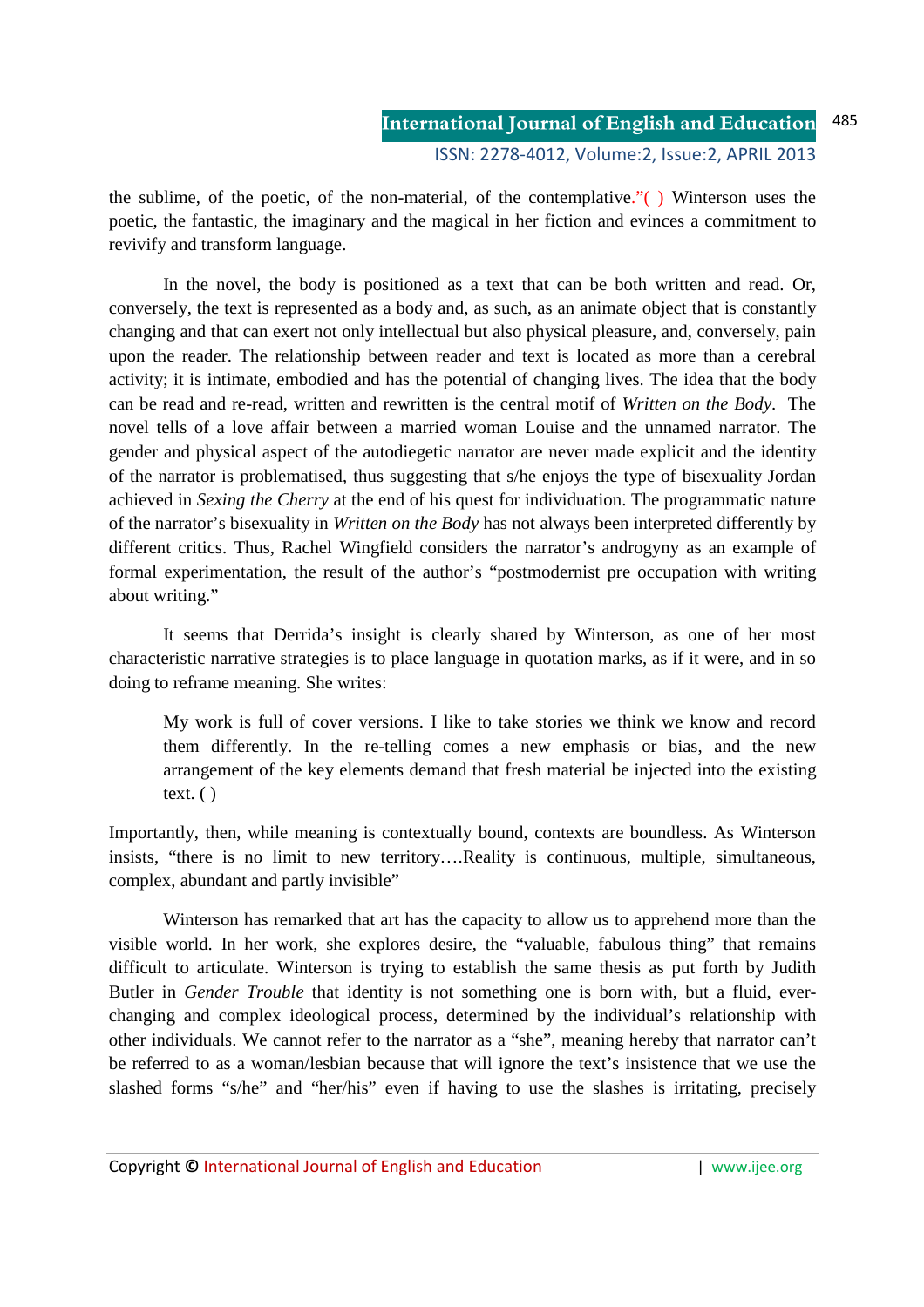the sublime, of the poetic, of the non-material, of the contemplative."( ) Winterson uses the poetic, the fantastic, the imaginary and the magical in her fiction and evinces a commitment to revivify and transform language.

In the novel, the body is positioned as a text that can be both written and read. Or, conversely, the text is represented as a body and, as such, as an animate object that is constantly changing and that can exert not only intellectual but also physical pleasure, and, conversely, pain upon the reader. The relationship between reader and text is located as more than a cerebral activity; it is intimate, embodied and has the potential of changing lives. The idea that the body can be read and re-read, written and rewritten is the central motif of *Written on the Body*. The novel tells of a love affair between a married woman Louise and the unnamed narrator. The gender and physical aspect of the autodiegetic narrator are never made explicit and the identity of the narrator is problematised, thus suggesting that s/he enjoys the type of bisexuality Jordan achieved in *Sexing the Cherry* at the end of his quest for individuation. The programmatic nature of the narrator's bisexuality in *Written on the Body* has not always been interpreted differently by different critics. Thus, Rachel Wingfield considers the narrator's androgyny as an example of formal experimentation, the result of the author's "postmodernist pre occupation with writing about writing."

It seems that Derrida's insight is clearly shared by Winterson, as one of her most characteristic narrative strategies is to place language in quotation marks, as if it were, and in so doing to reframe meaning. She writes:

> My work is full of cover versions. I like to take stories we think we know and record them differently. In the re-telling comes a new emphasis or bias, and the new arrangement of the key elements demand that fresh material be injected into the existing text. ( )

Importantly, then, while meaning is contextually bound, contexts are boundless. As Winterson insists, "there is no limit to new territory….Reality is continuous, multiple, simultaneous, complex, abundant and partly invisible"

Winterson has remarked that art has the capacity to allow us to apprehend more than the visible world. In her work, she explores desire, the "valuable, fabulous thing" that remains difficult to articulate. Winterson is trying to establish the same thesis as put forth by Judith Butler in *Gender Trouble* that identity is not something one is born with, but a fluid, ever-changing and complex ideological process, determined by the individual's relationship with other individuals. We cannot refer to the narrator as a "she", meaning hereby that narrator can't be referred to as a woman/lesbian because that will ignore the text's insistence that we use the slashed forms "s/he" and "her/his" even if having to use the slashes is irritating, precisely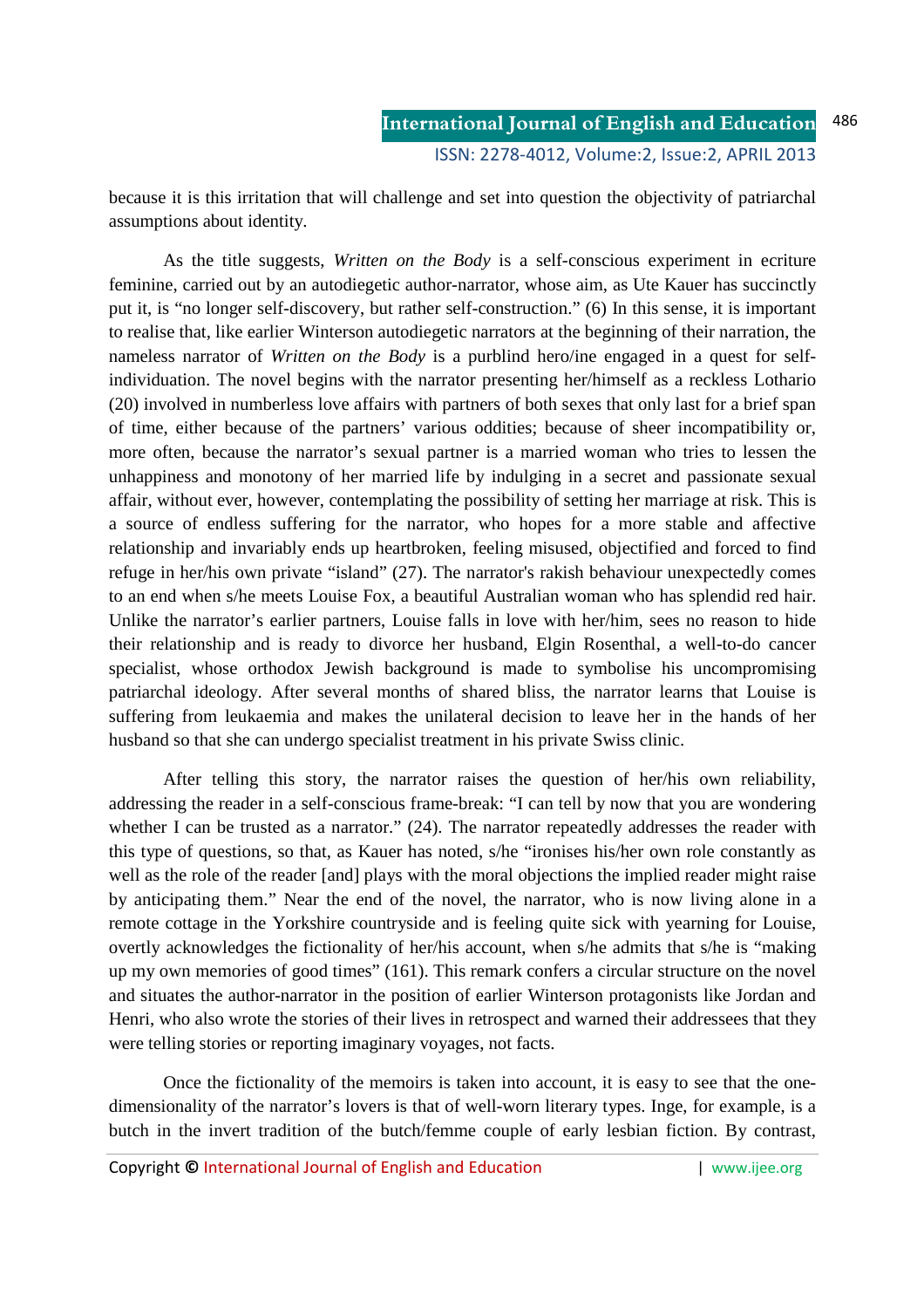because it is this irritation that will challenge and set into question the objectivity of patriarchal assumptions about identity.

As the title suggests, *Written on the Body* is a self-conscious experiment in ecriture feminine, carried out by an autodiegetic author-narrator, whose aim, as Ute Kauer has succinctly put it, is "no longer self-discovery, but rather self-construction." (6) In this sense, it is important to realise that, like earlier Winterson autodiegetic narrators at the beginning of their narration, the nameless narrator of *Written on the Body* is a purblind hero/ine engaged in a quest for self-individuation. The novel begins with the narrator presenting her/himself as a reckless Lothario (20) involved in numberless love affairs with partners of both sexes that only last for a brief span of time, either because of the partners' various oddities; because of sheer incompatibility or, more often, because the narrator's sexual partner is a married woman who tries to lessen the unhappiness and monotony of her married life by indulging in a secret and passionate sexual affair, without ever, however, contemplating the possibility of setting her marriage at risk. This is a source of endless suffering for the narrator, who hopes for a more stable and affective relationship and invariably ends up heartbroken, feeling misused, objectified and forced to find refuge in her/his own private "island" (27). The narrator's rakish behaviour unexpectedly comes to an end when s/he meets Louise Fox, a beautiful Australian woman who has splendid red hair. Unlike the narrator's earlier partners, Louise falls in love with her/him, sees no reason to hide their relationship and is ready to divorce her husband, Elgin Rosenthal, a well-to-do cancer specialist, whose orthodox Jewish background is made to symbolise his uncompromising patriarchal ideology. After several months of shared bliss, the narrator learns that Louise is suffering from leukaemia and makes the unilateral decision to leave her in the hands of her husband so that she can undergo specialist treatment in his private Swiss clinic.

After telling this story, the narrator raises the question of her/his own reliability, addressing the reader in a self-conscious frame-break: "I can tell by now that you are wondering whether I can be trusted as a narrator." (24). The narrator repeatedly addresses the reader with this type of questions, so that, as Kauer has noted, s/he "ironises his/her own role constantly as well as the role of the reader [and] plays with the moral objections the implied reader might raise by anticipating them." Near the end of the novel, the narrator, who is now living alone in a remote cottage in the Yorkshire countryside and is feeling quite sick with yearning for Louise, overtly acknowledges the fictionality of her/his account, when s/he admits that s/he is "making up my own memories of good times" (161). This remark confers a circular structure on the novel and situates the author-narrator in the position of earlier Winterson protagonists like Jordan and Henri, who also wrote the stories of their lives in retrospect and warned their addressees that they were telling stories or reporting imaginary voyages, not facts.

Once the fictionality of the memoirs is taken into account, it is easy to see that the one-dimensionality of the narrator's lovers is that of well-worn literary types. Inge, for example, is a butch in the invert tradition of the butch/femme couple of early lesbian fiction. By contrast,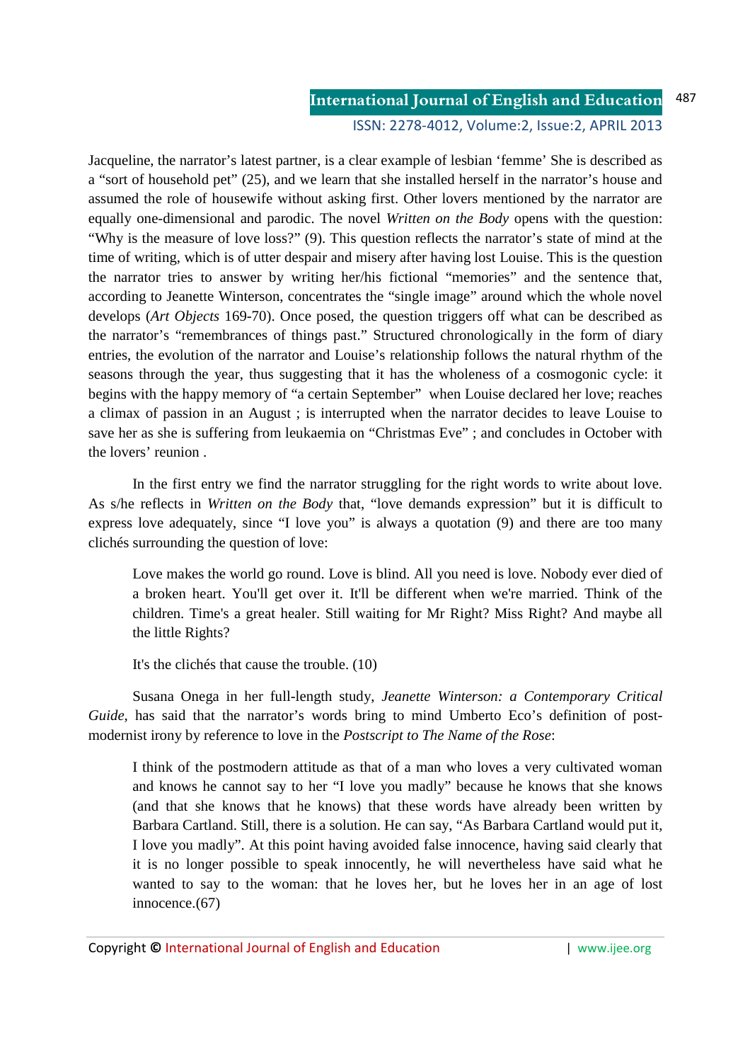Jacqueline, the narrator's latest partner, is a clear example of lesbian 'femme' She is described as a "sort of household pet" (25), and we learn that she installed herself in the narrator's house and assumed the role of housewife without asking first. Other lovers mentioned by the narrator are equally one-dimensional and parodic. The novel *Written on the Body* opens with the question: "Why is the measure of love loss?" (9). This question reflects the narrator's state of mind at the time of writing, which is of utter despair and misery after having lost Louise. This is the question the narrator tries to answer by writing her/his fictional "memories" and the sentence that, according to Jeanette Winterson, concentrates the "single image" around which the whole novel develops (*Art Objects* 169-70). Once posed, the question triggers off what can be described as the narrator's "remembrances of things past." Structured chronologically in the form of diary entries, the evolution of the narrator and Louise's relationship follows the natural rhythm of the seasons through the year, thus suggesting that it has the wholeness of a cosmogonic cycle: it begins with the happy memory of "a certain September" when Louise declared her love; reaches a climax of passion in an August ; is interrupted when the narrator decides to leave Louise to save her as she is suffering from leukaemia on "Christmas Eve" ; and concludes in October with the lovers' reunion .

In the first entry we find the narrator struggling for the right words to write about love. As s/he reflects in *Written on the Body* that, "love demands expression" but it is difficult to express love adequately, since "I love you" is always a quotation (9) and there are too many clichés surrounding the question of love:

> Love makes the world go round. Love is blind. All you need is love. Nobody ever died of a broken heart. You'll get over it. It'll be different when we're married. Think of the children. Time's a great healer. Still waiting for Mr Right? Miss Right? And maybe all the little Rights?
>
> It's the clichés that cause the trouble. (10)

Susana Onega in her full-length study, *Jeanette Winterson: a Contemporary Critical Guide*, has said that the narrator's words bring to mind Umberto Eco's definition of post-modernist irony by reference to love in the *Postscript to The Name of the Rose*:

> I think of the postmodern attitude as that of a man who loves a very cultivated woman and knows he cannot say to her "I love you madly" because he knows that she knows (and that she knows that he knows) that these words have already been written by Barbara Cartland. Still, there is a solution. He can say, "As Barbara Cartland would put it, I love you madly". At this point having avoided false innocence, having said clearly that it is no longer possible to speak innocently, he will nevertheless have said what he wanted to say to the woman: that he loves her, but he loves her in an age of lost innocence.(67)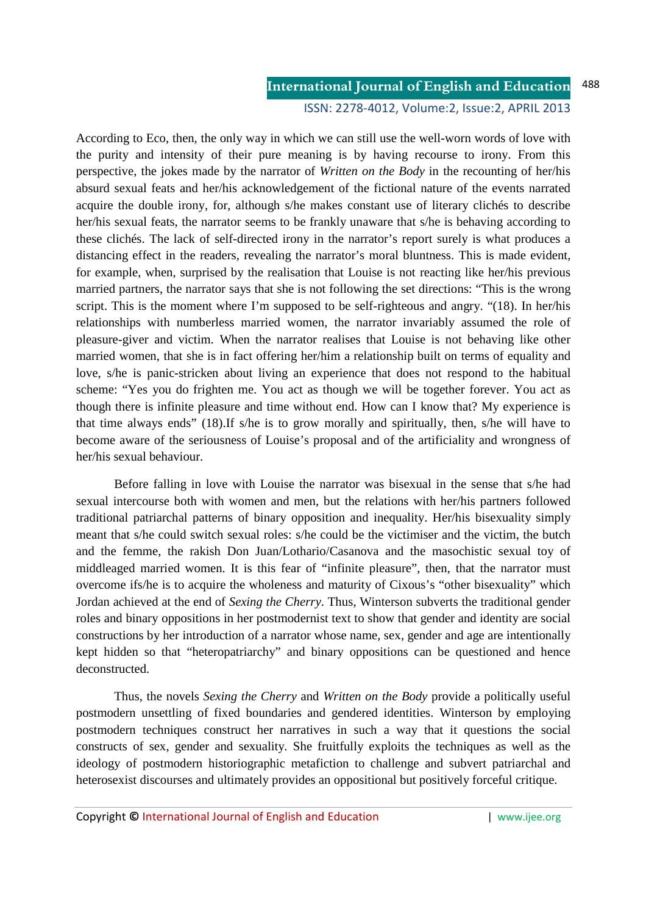According to Eco, then, the only way in which we can still use the well-worn words of love with the purity and intensity of their pure meaning is by having recourse to irony. From this perspective, the jokes made by the narrator of *Written on the Body* in the recounting of her/his absurd sexual feats and her/his acknowledgement of the fictional nature of the events narrated acquire the double irony, for, although s/he makes constant use of literary clichés to describe her/his sexual feats, the narrator seems to be frankly unaware that s/he is behaving according to these clichés. The lack of self-directed irony in the narrator's report surely is what produces a distancing effect in the readers, revealing the narrator's moral bluntness. This is made evident, for example, when, surprised by the realisation that Louise is not reacting like her/his previous married partners, the narrator says that she is not following the set directions: "This is the wrong script. This is the moment where I'm supposed to be self-righteous and angry. "(18). In her/his relationships with numberless married women, the narrator invariably assumed the role of pleasure-giver and victim. When the narrator realises that Louise is not behaving like other married women, that she is in fact offering her/him a relationship built on terms of equality and love, s/he is panic-stricken about living an experience that does not respond to the habitual scheme: "Yes you do frighten me. You act as though we will be together forever. You act as though there is infinite pleasure and time without end. How can I know that? My experience is that time always ends" (18).If s/he is to grow morally and spiritually, then, s/he will have to become aware of the seriousness of Louise's proposal and of the artificiality and wrongness of her/his sexual behaviour.

Before falling in love with Louise the narrator was bisexual in the sense that s/he had sexual intercourse both with women and men, but the relations with her/his partners followed traditional patriarchal patterns of binary opposition and inequality. Her/his bisexuality simply meant that s/he could switch sexual roles: s/he could be the victimiser and the victim, the butch and the femme, the rakish Don Juan/Lothario/Casanova and the masochistic sexual toy of middleaged married women. It is this fear of "infinite pleasure", then, that the narrator must overcome ifs/he is to acquire the wholeness and maturity of Cixous's "other bisexuality" which Jordan achieved at the end of *Sexing the Cherry*. Thus, Winterson subverts the traditional gender roles and binary oppositions in her postmodernist text to show that gender and identity are social constructions by her introduction of a narrator whose name, sex, gender and age are intentionally kept hidden so that "heteropatriarchy" and binary oppositions can be questioned and hence deconstructed.

Thus, the novels *Sexing the Cherry* and *Written on the Body* provide a politically useful postmodern unsettling of fixed boundaries and gendered identities. Winterson by employing postmodern techniques construct her narratives in such a way that it questions the social constructs of sex, gender and sexuality. She fruitfully exploits the techniques as well as the ideology of postmodern historiographic metafiction to challenge and subvert patriarchal and heterosexist discourses and ultimately provides an oppositional but positively forceful critique.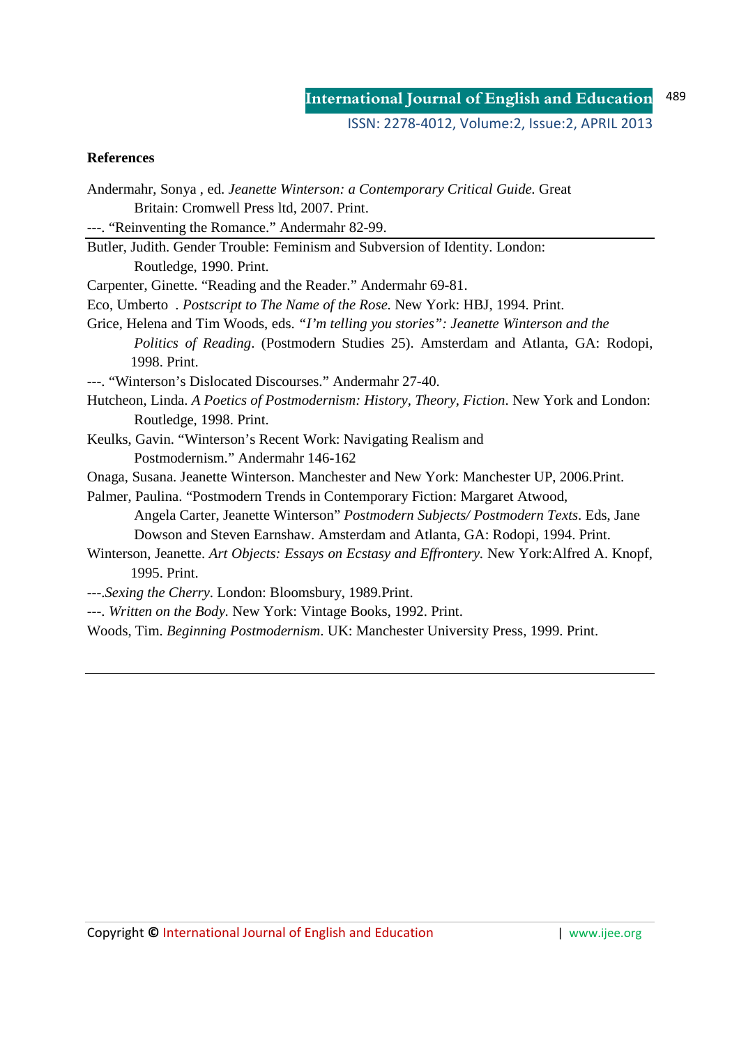**References**

Andermahr, Sonya , ed. *Jeanette Winterson: a Contemporary Critical Guide.* Great Britain: Cromwell Press ltd, 2007. Print.

---. "Reinventing the Romance." Andermahr 82-99.

Butler, Judith. Gender Trouble: Feminism and Subversion of Identity. London: Routledge, 1990. Print.

Carpenter, Ginette. "Reading and the Reader." Andermahr 69-81.

Eco, Umberto . *Postscript to The Name of the Rose.* New York: HBJ, 1994. Print.

Grice, Helena and Tim Woods, eds. *"I'm telling you stories": Jeanette Winterson and the Politics of Reading*. (Postmodern Studies 25). Amsterdam and Atlanta, GA: Rodopi, 1998. Print.

---. "Winterson's Dislocated Discourses." Andermahr 27-40.

Hutcheon, Linda. *A Poetics of Postmodernism: History, Theory, Fiction*. New York and London: Routledge, 1998. Print.

Keulks, Gavin. "Winterson's Recent Work: Navigating Realism and Postmodernism." Andermahr 146-162

Onaga, Susana. Jeanette Winterson. Manchester and New York: Manchester UP, 2006.Print.

Palmer, Paulina. "Postmodern Trends in Contemporary Fiction: Margaret Atwood, Angela Carter, Jeanette Winterson" *Postmodern Subjects/ Postmodern Texts*. Eds, Jane Dowson and Steven Earnshaw. Amsterdam and Atlanta, GA: Rodopi, 1994. Print.

Winterson, Jeanette. *Art Objects: Essays on Ecstasy and Effrontery.* New York:Alfred A. Knopf, 1995. Print.

---.*Sexing the Cherry*. London: Bloomsbury, 1989.Print.

---. *Written on the Body.* New York: Vintage Books, 1992. Print.

Woods, Tim. *Beginning Postmodernism*. UK: Manchester University Press, 1999. Print.